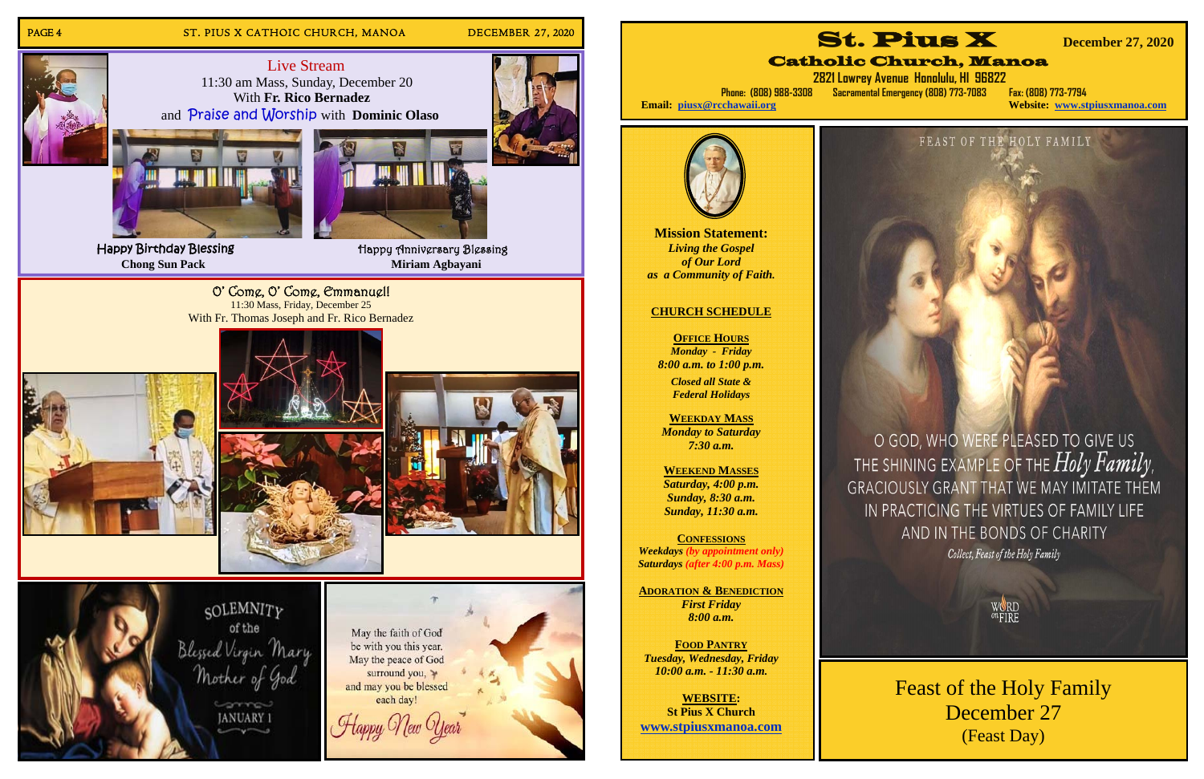## Live Stream

11:30 am Mass, Sunday, December 20
With **Fr. Rico Bernadez**
and Praise and Worship with **Dominic Olaso**

Happy Birthday Blessing
**Chong Sun Pack**

Happy Anniversary Blessing
**Miriam Agbayani**

## O' Come, O' Come, Emmanuel!

11:30 Mass, Friday, December 25
With Fr. Thomas Joseph and Fr. Rico Bernadez

SOLEMNITY of the Blessed Virgin Mary Mother of God
JANUARY 1

May the faith of God be with you this year.
May the peace of God surround you,
and may you be blessed each day!
Happy New Year

# St. Pius X

## Catholic Church, Manoa

**December 27, 2020**

2821 Lowrey Avenue Honolulu, HI 96822

Phone: (808) 988-3308 Sacramental Emergency (808) 773-7083 Fax: (808) 773-7794

**Email:** piusx@rcchawaii.org **Website:** www.stpiusxmanoa.com

**Mission Statement:**
***Living the Gospel of Our Lord as a Community of Faith.***

### CHURCH SCHEDULE

**OFFICE HOURS**
*Monday - Friday*
*8:00 a.m. to 1:00 p.m.*
*Closed all State & Federal Holidays*

**WEEKDAY MASS**
*Monday to Saturday*
*7:30 a.m.*

**WEEKEND MASSES**
*Saturday, 4:00 p.m.*
*Sunday, 8:30 a.m.*
*Sunday, 11:30 a.m.*

**CONFESSIONS**
*Weekdays (by appointment only)*
*Saturdays (after 4:00 p.m. Mass)*

**ADORATION & BENEDICTION**
*First Friday*
*8:00 a.m.*

**FOOD PANTRY**
*Tuesday, Wednesday, Friday*
*10:00 a.m. - 11:30 a.m.*

**WEBSITE:**
**St Pius X Church**
**www.stpiusxmanoa.com**

FEAST OF THE HOLY FAMILY

O GOD, WHO WERE PLEASED TO GIVE US THE SHINING EXAMPLE OF THE *Holy Family*, GRACIOUSLY GRANT THAT WE MAY IMITATE THEM IN PRACTICING THE VIRTUES OF FAMILY LIFE AND IN THE BONDS OF CHARITY

*Collect, Feast of the Holy Family*

WORD ON FIRE

Feast of the Holy Family
December 27
(Feast Day)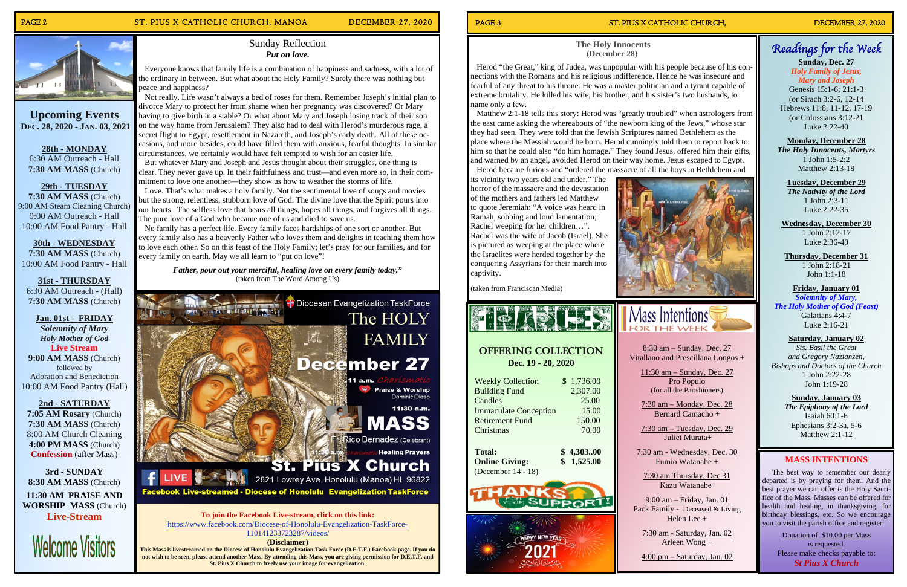## Upcoming Events

**Dec. 28, 2020 - Jan. 03, 2021**

**28th - MONDAY**
6:30 AM Outreach - Hall
**7:30 AM MASS** (Church)

**29th - TUESDAY**
**7:30 AM MASS** (Church)
9:00 AM Steam Cleaning Church)
9:00 AM Outreach - Hall
10:00 AM Food Pantry - Hall

**30th - WEDNESDAY**
**7:30 AM MASS** (Church)
10:00 AM Food Pantry - Hall

**31st - THURSDAY**
6:30 AM Outreach - (Hall)
**7:30 AM MASS** (Church)

**Jan. 01st - FRIDAY**
***Solemnity of Mary Holy Mother of God***
**Live Stream**
**9:00 AM MASS** (Church)
followed by
Adoration and Benediction
10:00 AM Food Pantry (Hall)

**2nd - SATURDAY**
**7:05 AM Rosary** (Church)
**7:30 AM MASS** (Church)
8:00 AM Church Cleaning
**4:00 PM MASS** (Church)
**Confession** (after Mass)

**3rd - SUNDAY**
**8:30 AM MASS** (Church)
**11:30 AM PRAISE AND WORSHIP MASS** (Church)
**Live-Stream**

Welcome Visitors

## Sunday Reflection

***Put on love.***

Everyone knows that family life is a combination of happiness and sadness, with a lot of the ordinary in between. But what about the Holy Family? Surely there was nothing but peace and happiness?

Not really. Life wasn't always a bed of roses for them. Remember Joseph's initial plan to divorce Mary to protect her from shame when her pregnancy was discovered? Or Mary having to give birth in a stable? Or what about Mary and Joseph losing track of their son on the way home from Jerusalem? They also had to deal with Herod's murderous rage, a secret flight to Egypt, resettlement in Nazareth, and Joseph's early death. All of these occasions, and more besides, could have filled them with anxious, fearful thoughts. In similar circumstances, we certainly would have felt tempted to wish for an easier life.

But whatever Mary and Joseph and Jesus thought about their struggles, one thing is clear. They never gave up. In their faithfulness and trust—and even more so, in their commitment to love one another—they show us how to weather the storms of life.

Love. That's what makes a holy family. Not the sentimental love of songs and movies but the strong, relentless, stubborn love of God. The divine love that the Spirit pours into our hearts. The selfless love that bears all things, hopes all things, and forgives all things. The pure love of a God who became one of us and died to save us.

No family has a perfect life. Every family faces hardships of one sort or another. But every family also has a heavenly Father who loves them and delights in teaching them how to love each other. So on this feast of the Holy Family; let's pray for our families, and for every family on earth. May we all learn to "put on love"!

***Father, pour out your merciful, healing love on every family today."***
(taken from The Word Among Us)

Diocesan Evangelization TaskForce
The HOLY FAMILY
December 27
11 a.m. Charismatic Praise & Worship Dominic Olaso
11:30 a.m. MASS
Fr. Rico Bernadez (Celebrant)
11:30 a.m. Charismatic Healing Prayers
St. Pius X Church
LIVE 2821 Lowrey Ave. Honolulu (Manoa) HI. 96822
Facebook Live-streamed - Diocese of Honolulu Evangelization TaskForce

**To join the Facebook Live-stream, click on this link:**
https://www.facebook.com/Diocese-of-Honolulu-Evangelization-TaskForce-110141233723287/videos/

**(Disclaimer)**
**This Mass is livestreamed on the Diocese of Honolulu Evangelization Task Force (D.E.T.F.) Facebook page. If you do not wish to be seen, please attend another Mass. By attending this Mass, you are giving permission for D.E.T.F. and St. Pius X Church to freely use your image for evangelization.**

## The Holy Innocents
**(December 28)**

Herod "the Great," king of Judea, was unpopular with his people because of his connections with the Romans and his religious indifference. Hence he was insecure and fearful of any threat to his throne. He was a master politician and a tyrant capable of extreme brutality. He killed his wife, his brother, and his sister's two husbands, to name only a few.

Matthew 2:1-18 tells this story: Herod was "greatly troubled" when astrologers from the east came asking the whereabouts of "the newborn king of the Jews," whose star they had seen. They were told that the Jewish Scriptures named Bethlehem as the place where the Messiah would be born. Herod cunningly told them to report back to him so that he could also "do him homage." They found Jesus, offered him their gifts, and warned by an angel, avoided Herod on their way home. Jesus escaped to Egypt.

Herod became furious and "ordered the massacre of all the boys in Bethlehem and its vicinity two years old and under." The horror of the massacre and the devastation of the mothers and fathers led Matthew to quote Jeremiah: "A voice was heard in Ramah, sobbing and loud lamentation; Rachel weeping for her children…". Rachel was the wife of Jacob (Israel). She is pictured as weeping at the place where the Israelites were herded together by the conquering Assyrians for their march into captivity.

(taken from Franciscan Media)

FINANCES

## OFFERING COLLECTION
**Dec. 19 - 20, 2020**

| | |
|---|---|
| Weekly Collection | $ 1,736.00 |
| Building Fund | 2,307.00 |
| Candles | 25.00 |
| Immaculate Conception | 15.00 |
| Retirement Fund | 150.00 |
| Christmas | 70.00 |
| **Total:** | **$ 4,303..00** |
| **Online Giving:** | **$ 1,525.00** |
| (December 14 - 18) | |

THANKS FOR YOUR SUPPORT!

HAPPY NEW YEAR 2021

## Mass Intentions FOR THE WEEK

8:30 am – Sunday, Dec. 27
Vitallano and Prescillana Longos +

11:30 am – Sunday, Dec. 27
Pro Populo
(for all the Parishioners)

7:30 am – Monday, Dec. 28
Bernard Camacho +

7:30 am – Tuesday, Dec. 29
Juliet Murata+

7:30 am - Wednesday, Dec. 30
Fumio Watanabe +

7:30 am Thursday, Dec 31
Kazu Watanabe+

9:00 am – Friday, Jan. 01
Pack Family - Deceased & Living
Helen Lee +

7:30 am - Saturday, Jan. 02
Arleen Wong +

4:00 pm – Saturday, Jan. 02

## Readings for the Week

**Sunday, Dec. 27**
***Holy Family of Jesus, Mary and Joseph***
Genesis 15:1-6; 21:1-3
(or Sirach 3:2-6, 12-14
Hebrews 11:8, 11-12, 17-19
(or Colossians 3:12-21
Luke 2:22-40

**Monday, December 28**
***The Holy Innocents, Martyrs***
1 John 1:5-2:2
Matthew 2:13-18

**Tuesday, December 29**
***The Nativity of the Lord***
1 John 2:3-11
Luke 2:22-35

**Wednesday, December 30**
1 John 2:12-17
Luke 2:36-40

**Thursday, December 31**
1 John 2:18-21
John 1:1-18

**Friday, January 01**
***Solemnity of Mary, The Holy Mother of God (Feast)***
Galatians 4:4-7
Luke 2:16-21

**Saturday, January 02**
*Sts. Basil the Great and Gregory Nazianzen, Bishops and Doctors of the Church*
1 John 2:22-28
John 1:19-28

**Sunday, January 03**
***The Epiphany of the Lord***
Isaiah 60:1-6
Ephesians 3:2-3a, 5-6
Matthew 2:1-12

## MASS INTENTIONS

The best way to remember our dearly departed is by praying for them. And the best prayer we can offer is the Holy Sacrifice of the Mass. Masses can be offered for health and healing, in thanksgiving, for birthday blessings, etc. So we encourage you to visit the parish office and register.

Donation of $10.00 per Mass is requested.
Please make checks payable to:
***St Pius X Church***